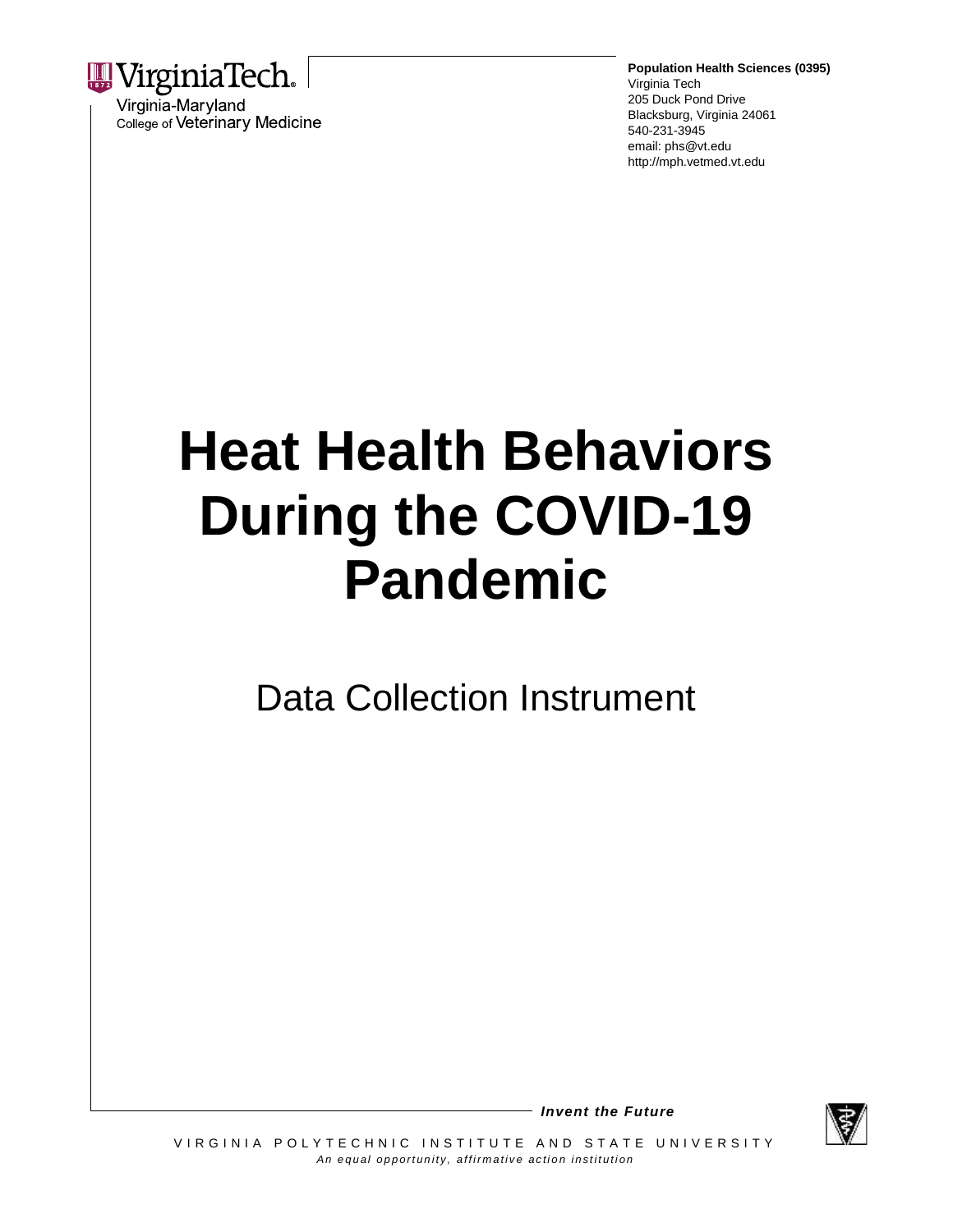Virginia Tech
Virginia-Maryland
College of Veterinary Medicine

**Population Health Sciences (0395)**
Virginia Tech
205 Duck Pond Drive
Blacksburg, Virginia 24061
540-231-3945
email: phs@vt.edu
http://mph.vetmed.vt.edu

# Heat Health Behaviors During the COVID-19 Pandemic

## Data Collection Instrument

***Invent the Future***

VIRGINIA POLYTECHNIC INSTITUTE AND STATE UNIVERSITY
*An equal opportunity, affirmative action institution*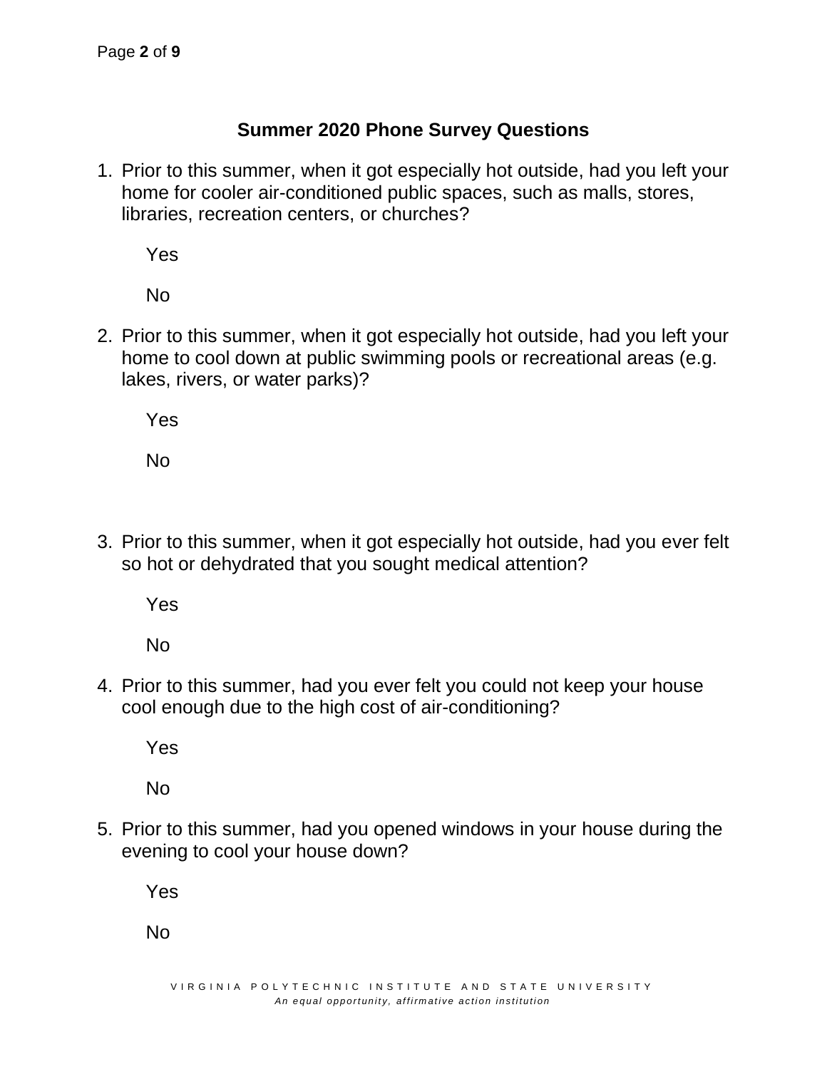## Summer 2020 Phone Survey Questions

1. Prior to this summer, when it got especially hot outside, had you left your home for cooler air-conditioned public spaces, such as malls, stores, libraries, recreation centers, or churches?

   Yes

   No

2. Prior to this summer, when it got especially hot outside, had you left your home to cool down at public swimming pools or recreational areas (e.g. lakes, rivers, or water parks)?

   Yes

   No

3. Prior to this summer, when it got especially hot outside, had you ever felt so hot or dehydrated that you sought medical attention?

   Yes

   No

4. Prior to this summer, had you ever felt you could not keep your house cool enough due to the high cost of air-conditioning?

   Yes

   No

5. Prior to this summer, had you opened windows in your house during the evening to cool your house down?

   Yes

   No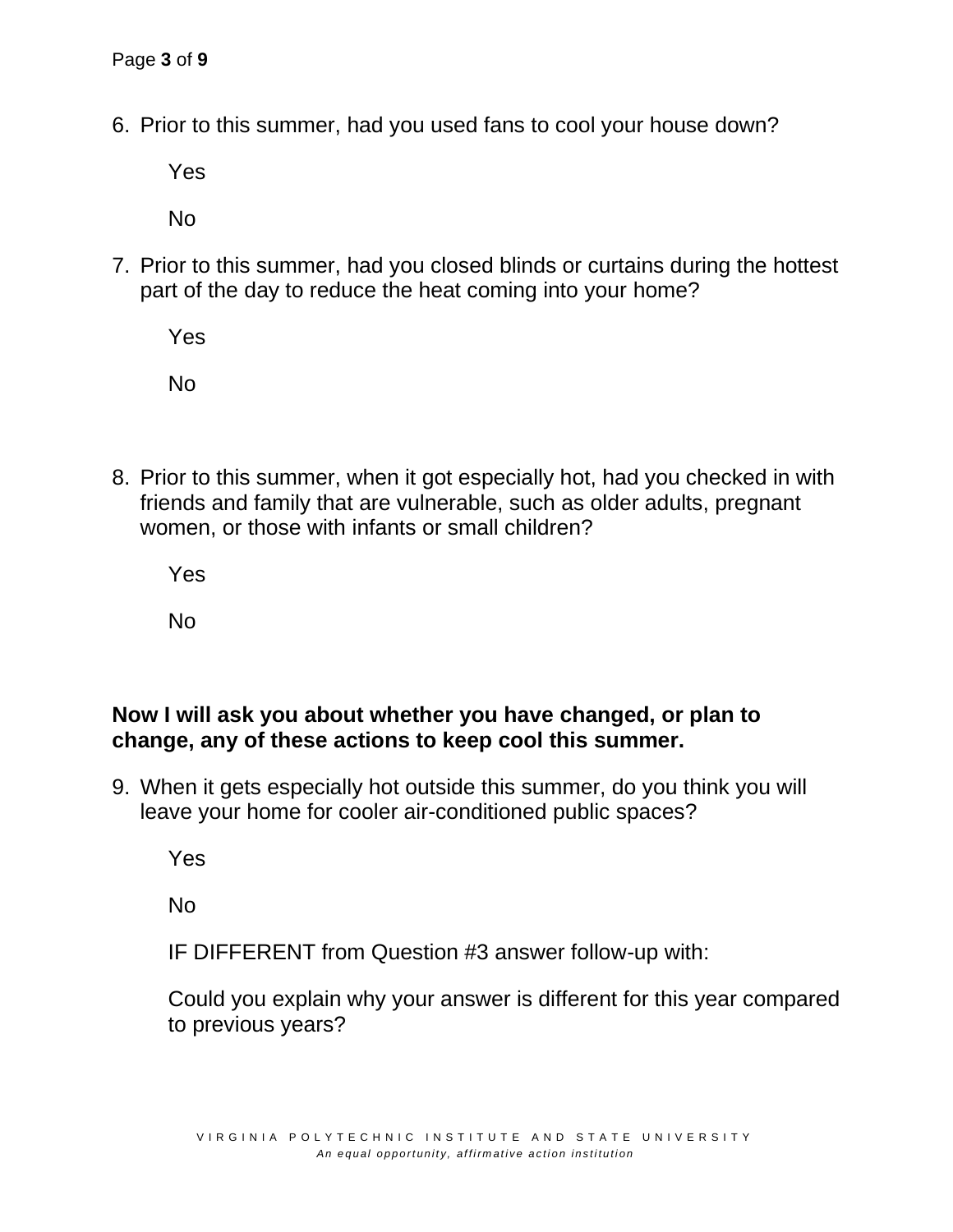6. Prior to this summer, had you used fans to cool your house down?

   Yes

   No

7. Prior to this summer, had you closed blinds or curtains during the hottest part of the day to reduce the heat coming into your home?

   Yes

   No

8. Prior to this summer, when it got especially hot, had you checked in with friends and family that are vulnerable, such as older adults, pregnant women, or those with infants or small children?

   Yes

   No

**Now I will ask you about whether you have changed, or plan to change, any of these actions to keep cool this summer.**

9. When it gets especially hot outside this summer, do you think you will leave your home for cooler air-conditioned public spaces?

   Yes

   No

   IF DIFFERENT from Question #3 answer follow-up with:

   Could you explain why your answer is different for this year compared to previous years?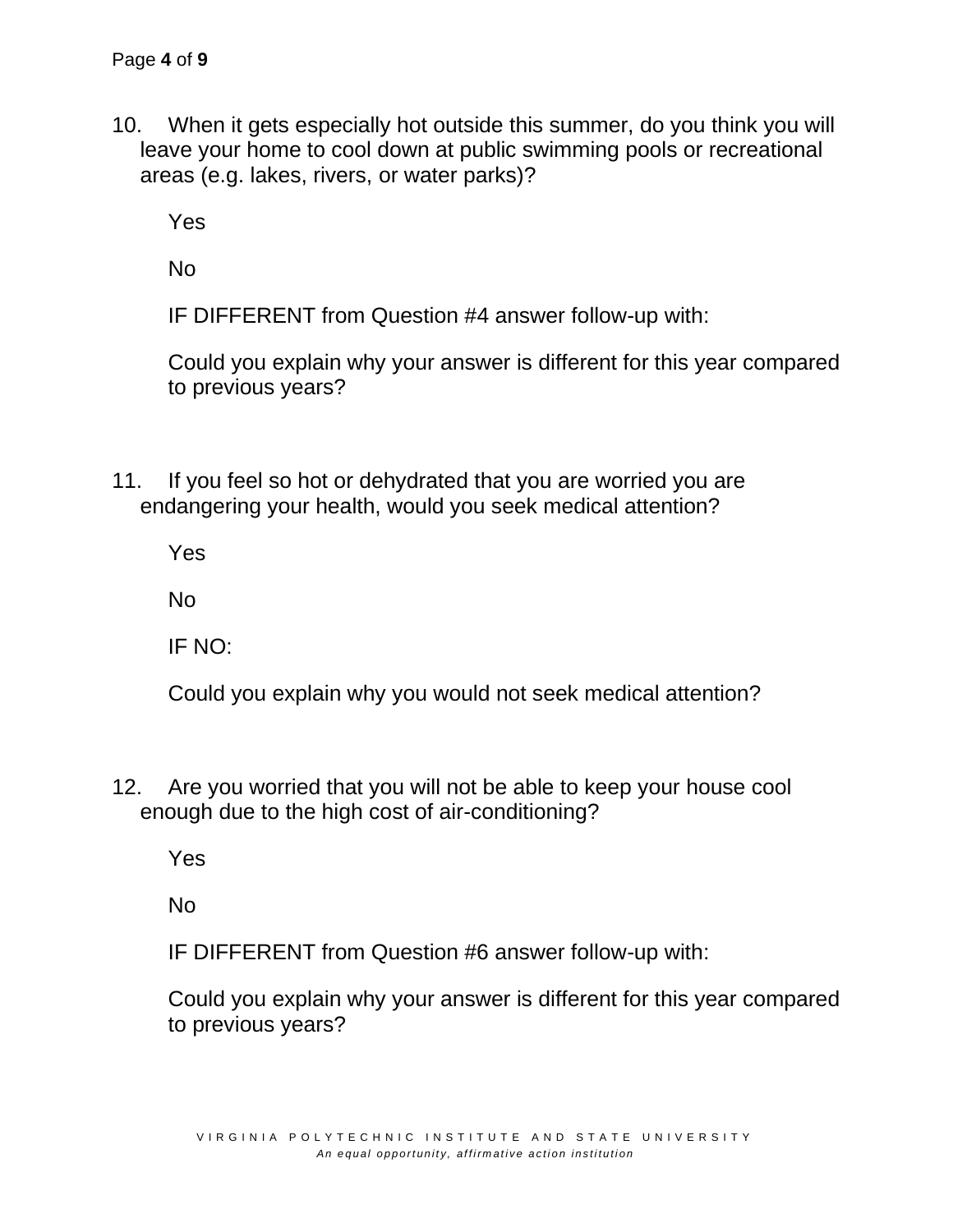10. When it gets especially hot outside this summer, do you think you will leave your home to cool down at public swimming pools or recreational areas (e.g. lakes, rivers, or water parks)?

    Yes

    No

    IF DIFFERENT from Question #4 answer follow-up with:

    Could you explain why your answer is different for this year compared to previous years?

11. If you feel so hot or dehydrated that you are worried you are endangering your health, would you seek medical attention?

    Yes

    No

    IF NO:

    Could you explain why you would not seek medical attention?

12. Are you worried that you will not be able to keep your house cool enough due to the high cost of air-conditioning?

    Yes

    No

    IF DIFFERENT from Question #6 answer follow-up with:

    Could you explain why your answer is different for this year compared to previous years?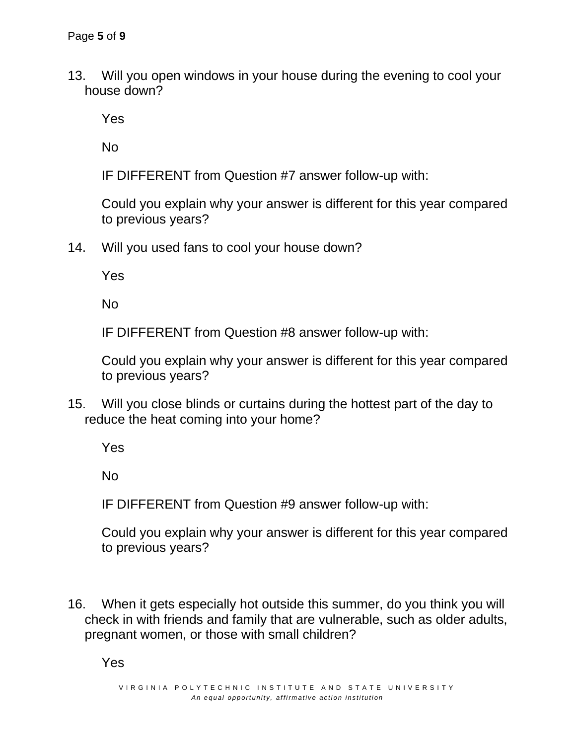13. Will you open windows in your house during the evening to cool your house down?

    Yes

    No

    IF DIFFERENT from Question #7 answer follow-up with:

    Could you explain why your answer is different for this year compared to previous years?

14. Will you used fans to cool your house down?

    Yes

    No

    IF DIFFERENT from Question #8 answer follow-up with:

    Could you explain why your answer is different for this year compared to previous years?

15. Will you close blinds or curtains during the hottest part of the day to reduce the heat coming into your home?

    Yes

    No

    IF DIFFERENT from Question #9 answer follow-up with:

    Could you explain why your answer is different for this year compared to previous years?

16. When it gets especially hot outside this summer, do you think you will check in with friends and family that are vulnerable, such as older adults, pregnant women, or those with small children?

    Yes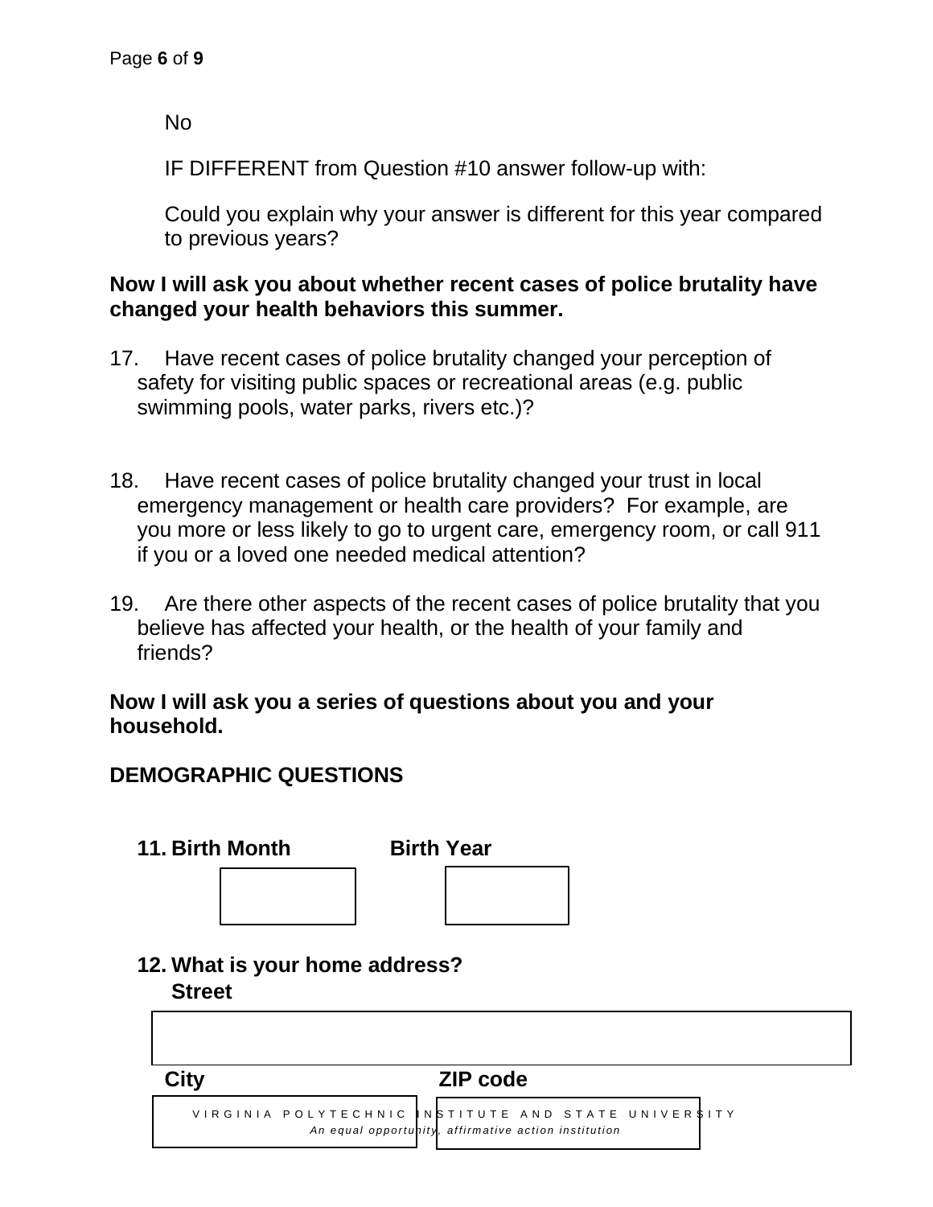No

IF DIFFERENT from Question #10 answer follow-up with:

Could you explain why your answer is different for this year compared to previous years?

**Now I will ask you about whether recent cases of police brutality have changed your health behaviors this summer.**

17. Have recent cases of police brutality changed your perception of safety for visiting public spaces or recreational areas (e.g. public swimming pools, water parks, rivers etc.)?

18. Have recent cases of police brutality changed your trust in local emergency management or health care providers? For example, are you more or less likely to go to urgent care, emergency room, or call 911 if you or a loved one needed medical attention?

19. Are there other aspects of the recent cases of police brutality that you believe has affected your health, or the health of your family and friends?

**Now I will ask you a series of questions about you and your household.**

**DEMOGRAPHIC QUESTIONS**

11. **Birth Month** **Birth Year**

12. **What is your home address?**
    **Street**

    **City** **ZIP code**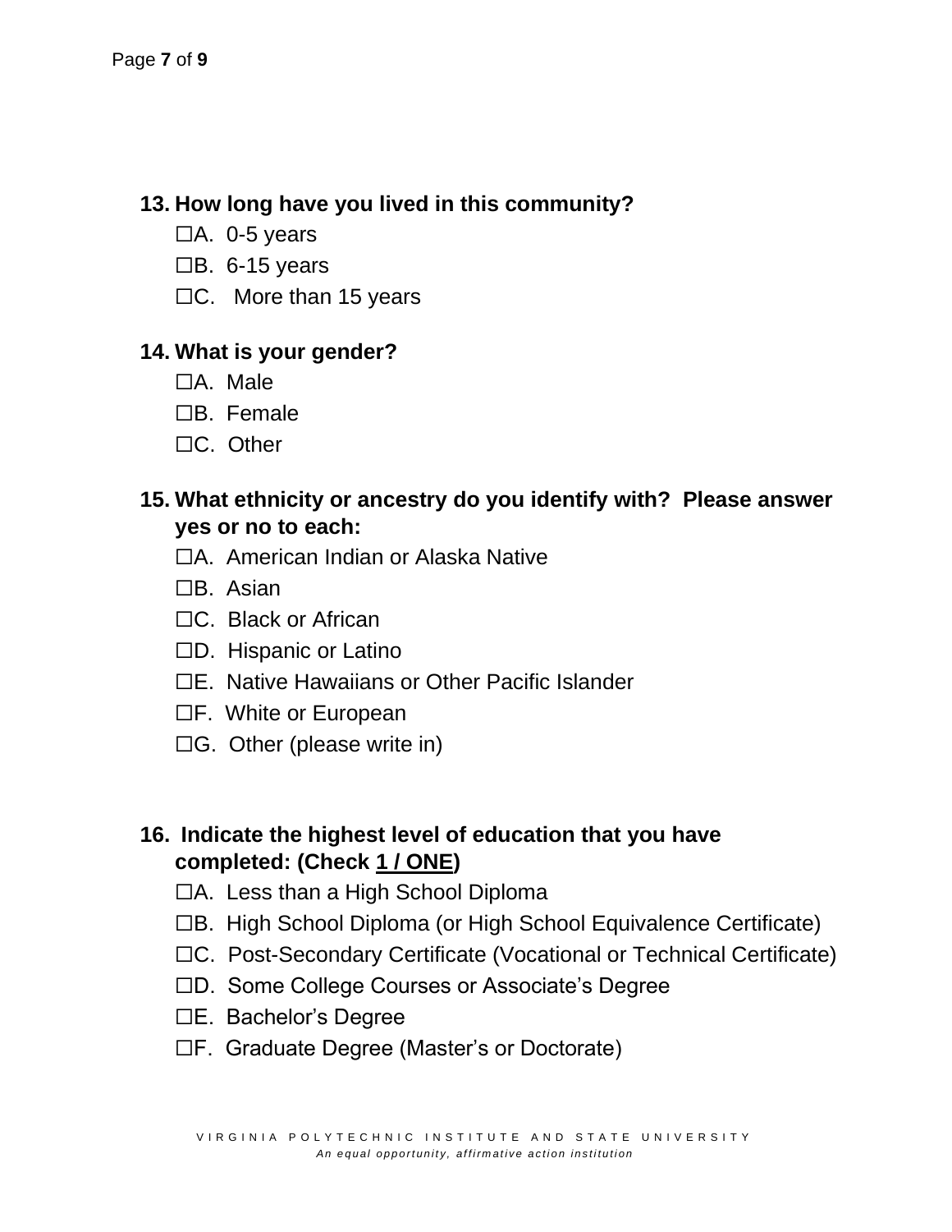**13. How long have you lived in this community?**

☐A. 0-5 years

☐B. 6-15 years

☐C. More than 15 years

**14. What is your gender?**

☐A. Male

☐B. Female

☐C. Other

**15. What ethnicity or ancestry do you identify with? Please answer yes or no to each:**

☐A. American Indian or Alaska Native

☐B. Asian

☐C. Black or African

☐D. Hispanic or Latino

☐E. Native Hawaiians or Other Pacific Islander

☐F. White or European

☐G. Other (please write in)

**16. Indicate the highest level of education that you have completed: (Check 1 / ONE)**

☐A. Less than a High School Diploma

☐B. High School Diploma (or High School Equivalence Certificate)

☐C. Post-Secondary Certificate (Vocational or Technical Certificate)

☐D. Some College Courses or Associate's Degree

☐E. Bachelor's Degree

☐F. Graduate Degree (Master's or Doctorate)

VIRGINIA POLYTECHNIC INSTITUTE AND STATE UNIVERSITY
*An equal opportunity, affirmative action institution*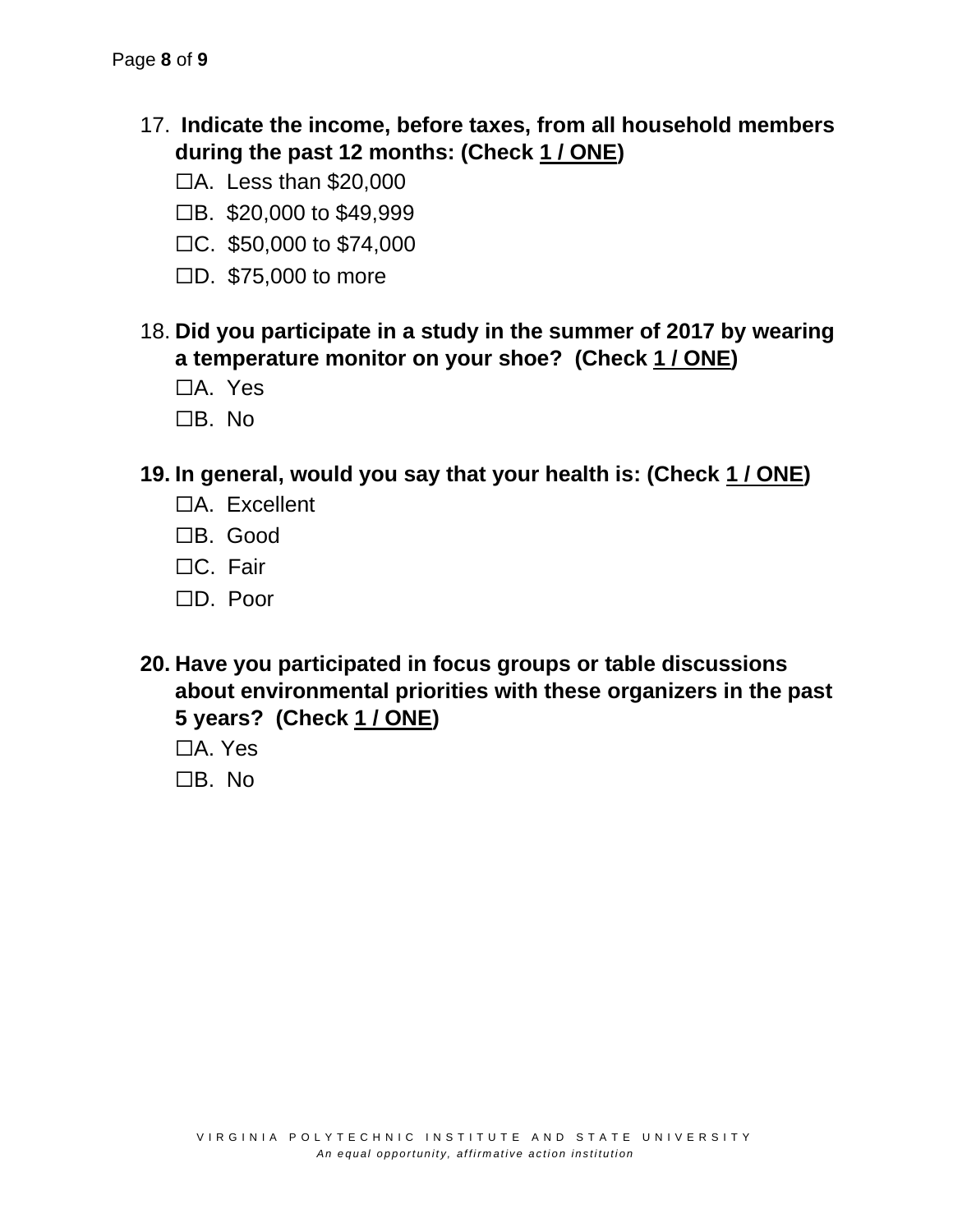17. **Indicate the income, before taxes, from all household members during the past 12 months: (Check <u>1 / ONE</u>)**

    ☐A. Less than $20,000

    ☐B. $20,000 to $49,999

    ☐C. $50,000 to $74,000

    ☐D. $75,000 to more

18. **Did you participate in a study in the summer of 2017 by wearing a temperature monitor on your shoe? (Check <u>1 / ONE</u>)**

    ☐A. Yes

    ☐B. No

19. **In general, would you say that your health is: (Check <u>1 / ONE</u>)**

    ☐A. Excellent

    ☐B. Good

    ☐C. Fair

    ☐D. Poor

20. **Have you participated in focus groups or table discussions about environmental priorities with these organizers in the past 5 years? (Check <u>1 / ONE</u>)**

    ☐A. Yes

    ☐B. No

VIRGINIA POLYTECHNIC INSTITUTE AND STATE UNIVERSITY

*An equal opportunity, affirmative action institution*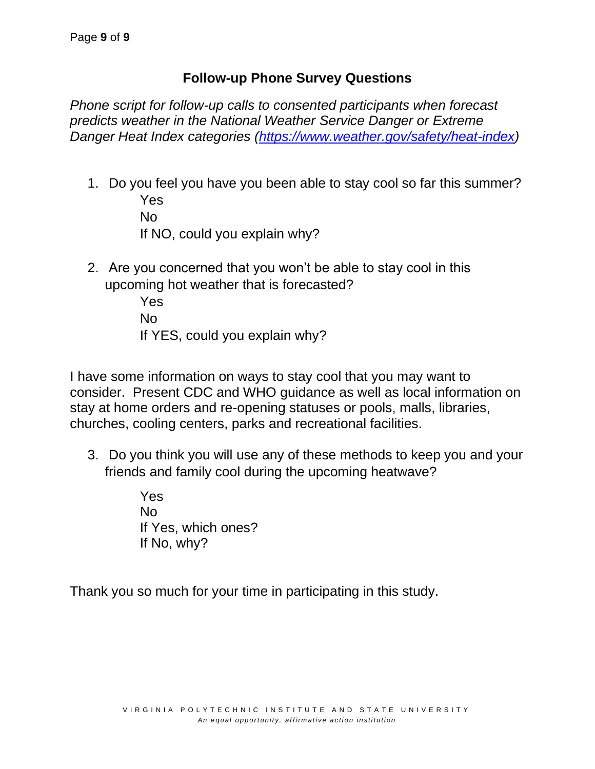## Follow-up Phone Survey Questions

*Phone script for follow-up calls to consented participants when forecast predicts weather in the National Weather Service Danger or Extreme Danger Heat Index categories ([https://www.weather.gov/safety/heat-index](https://www.weather.gov/safety/heat-index))*

1. Do you feel you have you been able to stay cool so far this summer?

   Yes

   No

   If NO, could you explain why?

2. Are you concerned that you won't be able to stay cool in this upcoming hot weather that is forecasted?

   Yes

   No

   If YES, could you explain why?

I have some information on ways to stay cool that you may want to consider. Present CDC and WHO guidance as well as local information on stay at home orders and re-opening statuses or pools, malls, libraries, churches, cooling centers, parks and recreational facilities.

3. Do you think you will use any of these methods to keep you and your friends and family cool during the upcoming heatwave?

   Yes

   No

   If Yes, which ones?

   If No, why?

Thank you so much for your time in participating in this study.